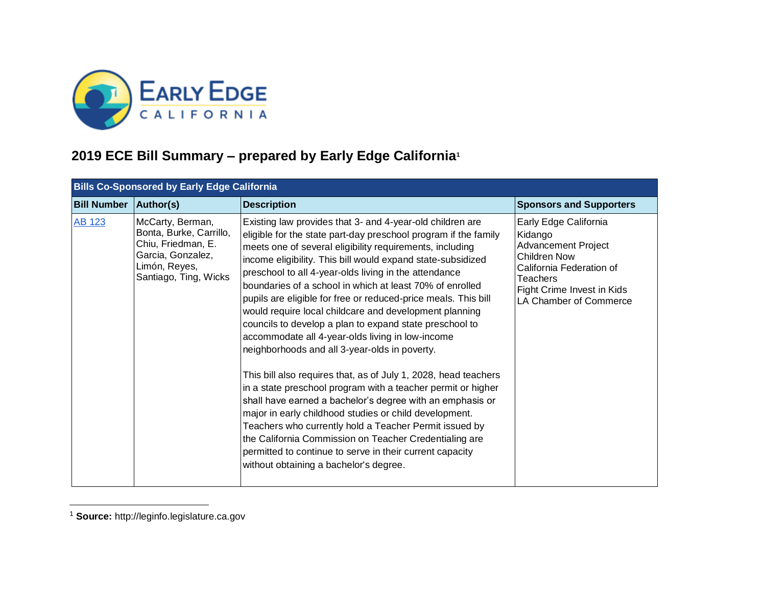## 2019 ECE Bill Summary – prepared by Early Edge California[1]

| Bills Co-Sponsored by Early Edge California | | | |
|---|---|---|---|
| **Bill Number** | **Author(s)** | **Description** | **Sponsors and Supporters** |
| AB 123 | McCarty, Berman, Bonta, Burke, Carrillo, Chiu, Friedman, E. Garcia, Gonzalez, Limón, Reyes, Santiago, Ting, Wicks | Existing law provides that 3- and 4-year-old children are eligible for the state part-day preschool program if the family meets one of several eligibility requirements, including income eligibility. This bill would expand state-subsidized preschool to all 4-year-olds living in the attendance boundaries of a school in which at least 70% of enrolled pupils are eligible for free or reduced-price meals. This bill would require local childcare and development planning councils to develop a plan to expand state preschool to accommodate all 4-year-olds living in low-income neighborhoods and all 3-year-olds in poverty.<br><br>This bill also requires that, as of July 1, 2028, head teachers in a state preschool program with a teacher permit or higher shall have earned a bachelor's degree with an emphasis or major in early childhood studies or child development. Teachers who currently hold a Teacher Permit issued by the California Commission on Teacher Credentialing are permitted to continue to serve in their current capacity without obtaining a bachelor's degree. | Early Edge California<br>Kidango<br>Advancement Project<br>Children Now<br>California Federation of Teachers<br>Fight Crime Invest in Kids<br>LA Chamber of Commerce |

[1] **Source:** http://leginfo.legislature.ca.gov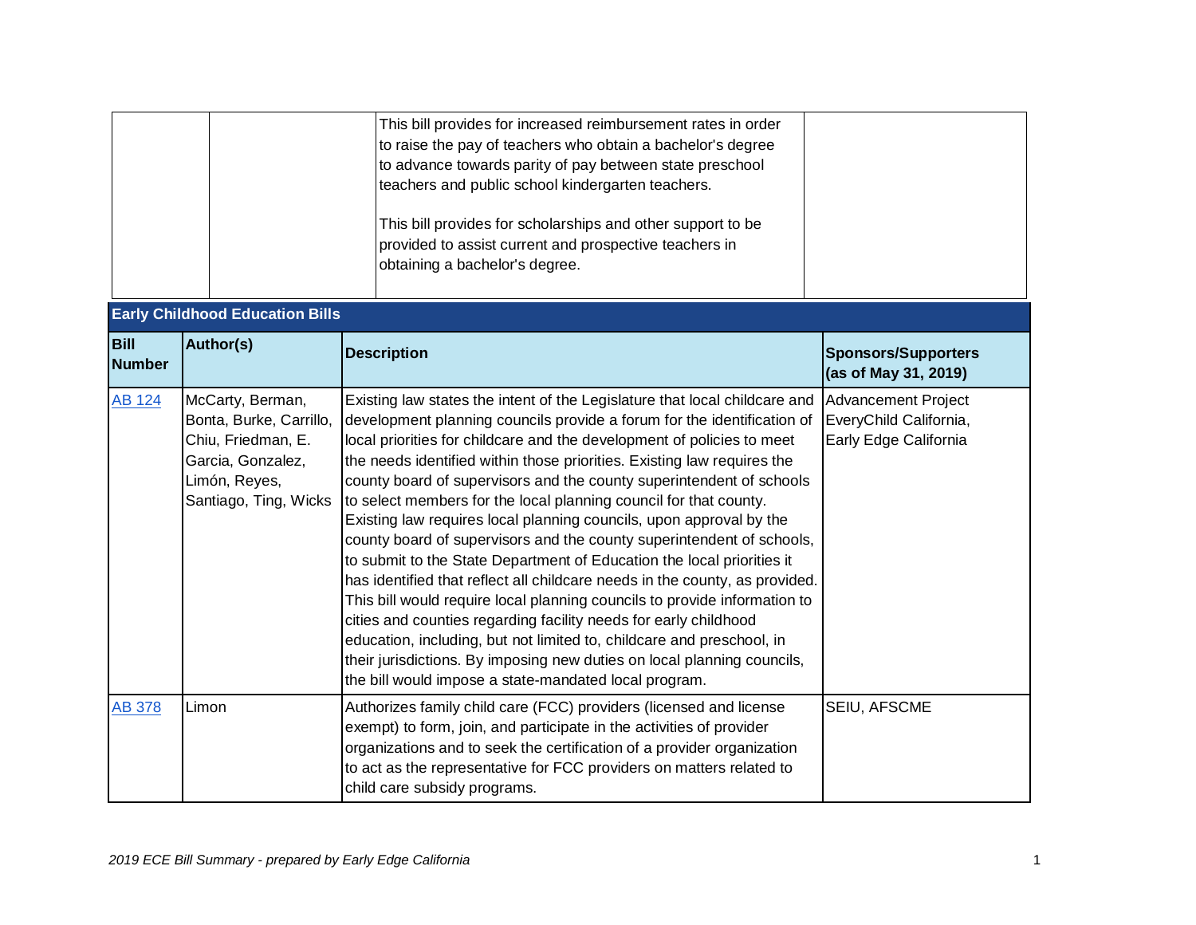| | | | |
|---|---|---|---|
| | | This bill provides for increased reimbursement rates in order to raise the pay of teachers who obtain a bachelor's degree to advance towards parity of pay between state preschool teachers and public school kindergarten teachers.<br><br>This bill provides for scholarships and other support to be provided to assist current and prospective teachers in obtaining a bachelor's degree. | |

## Early Childhood Education Bills

| Bill Number | Author(s) | Description | Sponsors/Supporters (as of May 31, 2019) |
|---|---|---|---|
| AB 124 | McCarty, Berman, Bonta, Burke, Carrillo, Chiu, Friedman, E. Garcia, Gonzalez, Limón, Reyes, Santiago, Ting, Wicks | Existing law states the intent of the Legislature that local childcare and development planning councils provide a forum for the identification of local priorities for childcare and the development of policies to meet the needs identified within those priorities. Existing law requires the county board of supervisors and the county superintendent of schools to select members for the local planning council for that county. Existing law requires local planning councils, upon approval by the county board of supervisors and the county superintendent of schools, to submit to the State Department of Education the local priorities it has identified that reflect all childcare needs in the county, as provided. This bill would require local planning councils to provide information to cities and counties regarding facility needs for early childhood education, including, but not limited to, childcare and preschool, in their jurisdictions. By imposing new duties on local planning councils, the bill would impose a state-mandated local program. | Advancement Project EveryChild California, Early Edge California |
| AB 378 | Limon | Authorizes family child care (FCC) providers (licensed and license exempt) to form, join, and participate in the activities of provider organizations and to seek the certification of a provider organization to act as the representative for FCC providers on matters related to child care subsidy programs. | SEIU, AFSCME |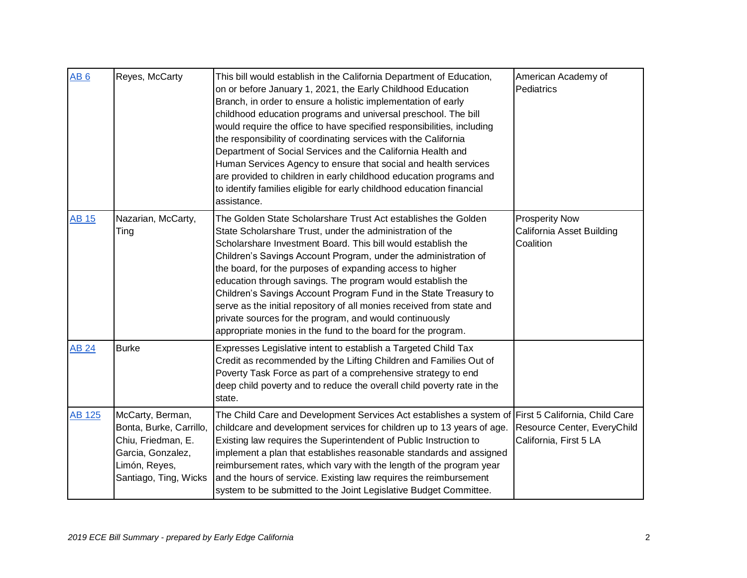| | | | |
|---|---|---|---|
| AB 6 | Reyes, McCarty | This bill would establish in the California Department of Education, on or before January 1, 2021, the Early Childhood Education Branch, in order to ensure a holistic implementation of early childhood education programs and universal preschool. The bill would require the office to have specified responsibilities, including the responsibility of coordinating services with the California Department of Social Services and the California Health and Human Services Agency to ensure that social and health services are provided to children in early childhood education programs and to identify families eligible for early childhood education financial assistance. | American Academy of Pediatrics |
| AB 15 | Nazarian, McCarty, Ting | The Golden State Scholarshare Trust Act establishes the Golden State Scholarshare Trust, under the administration of the Scholarshare Investment Board. This bill would establish the Children's Savings Account Program, under the administration of the board, for the purposes of expanding access to higher education through savings. The program would establish the Children's Savings Account Program Fund in the State Treasury to serve as the initial repository of all monies received from state and private sources for the program, and would continuously appropriate monies in the fund to the board for the program. | Prosperity Now<br>California Asset Building Coalition |
| AB 24 | Burke | Expresses Legislative intent to establish a Targeted Child Tax Credit as recommended by the Lifting Children and Families Out of Poverty Task Force as part of a comprehensive strategy to end deep child poverty and to reduce the overall child poverty rate in the state. | |
| AB 125 | McCarty, Berman, Bonta, Burke, Carrillo, Chiu, Friedman, E. Garcia, Gonzalez, Limón, Reyes, Santiago, Ting, Wicks | The Child Care and Development Services Act establishes a system of childcare and development services for children up to 13 years of age. Existing law requires the Superintendent of Public Instruction to implement a plan that establishes reasonable standards and assigned reimbursement rates, which vary with the length of the program year and the hours of service. Existing law requires the reimbursement system to be submitted to the Joint Legislative Budget Committee. | First 5 California, Child Care Resource Center, EveryChild California, First 5 LA |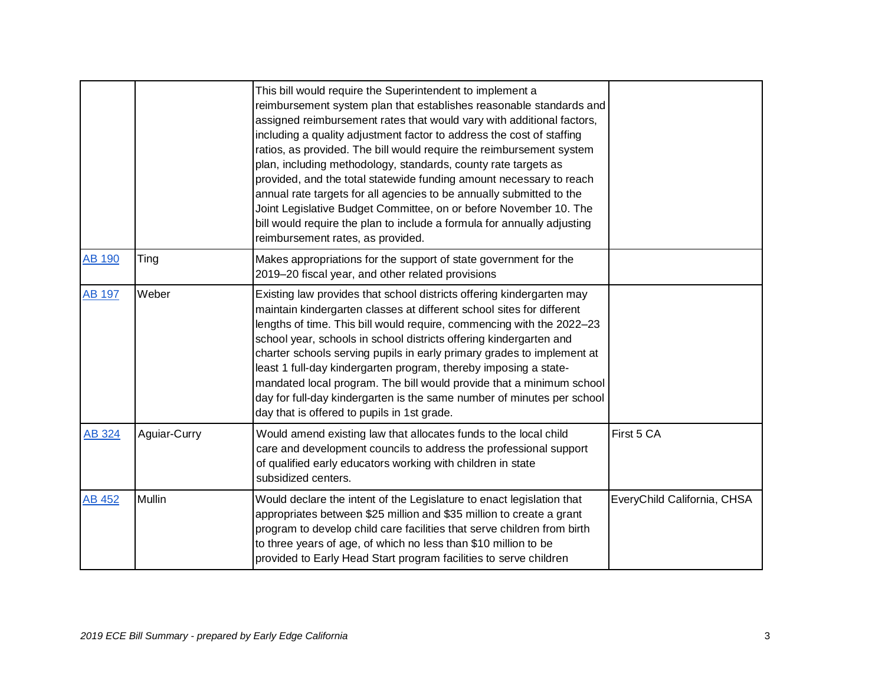| | | | |
|---|---|---|---|
| | | This bill would require the Superintendent to implement a reimbursement system plan that establishes reasonable standards and assigned reimbursement rates that would vary with additional factors, including a quality adjustment factor to address the cost of staffing ratios, as provided. The bill would require the reimbursement system plan, including methodology, standards, county rate targets as provided, and the total statewide funding amount necessary to reach annual rate targets for all agencies to be annually submitted to the Joint Legislative Budget Committee, on or before November 10. The bill would require the plan to include a formula for annually adjusting reimbursement rates, as provided. | |
| AB 190 | Ting | Makes appropriations for the support of state government for the 2019–20 fiscal year, and other related provisions | |
| AB 197 | Weber | Existing law provides that school districts offering kindergarten may maintain kindergarten classes at different school sites for different lengths of time. This bill would require, commencing with the 2022–23 school year, schools in school districts offering kindergarten and charter schools serving pupils in early primary grades to implement at least 1 full-day kindergarten program, thereby imposing a state-mandated local program. The bill would provide that a minimum school day for full-day kindergarten is the same number of minutes per school day that is offered to pupils in 1st grade. | |
| AB 324 | Aguiar-Curry | Would amend existing law that allocates funds to the local child care and development councils to address the professional support of qualified early educators working with children in state subsidized centers. | First 5 CA |
| AB 452 | Mullin | Would declare the intent of the Legislature to enact legislation that appropriates between $25 million and $35 million to create a grant program to develop child care facilities that serve children from birth to three years of age, of which no less than $10 million to be provided to Early Head Start program facilities to serve children | EveryChild California, CHSA |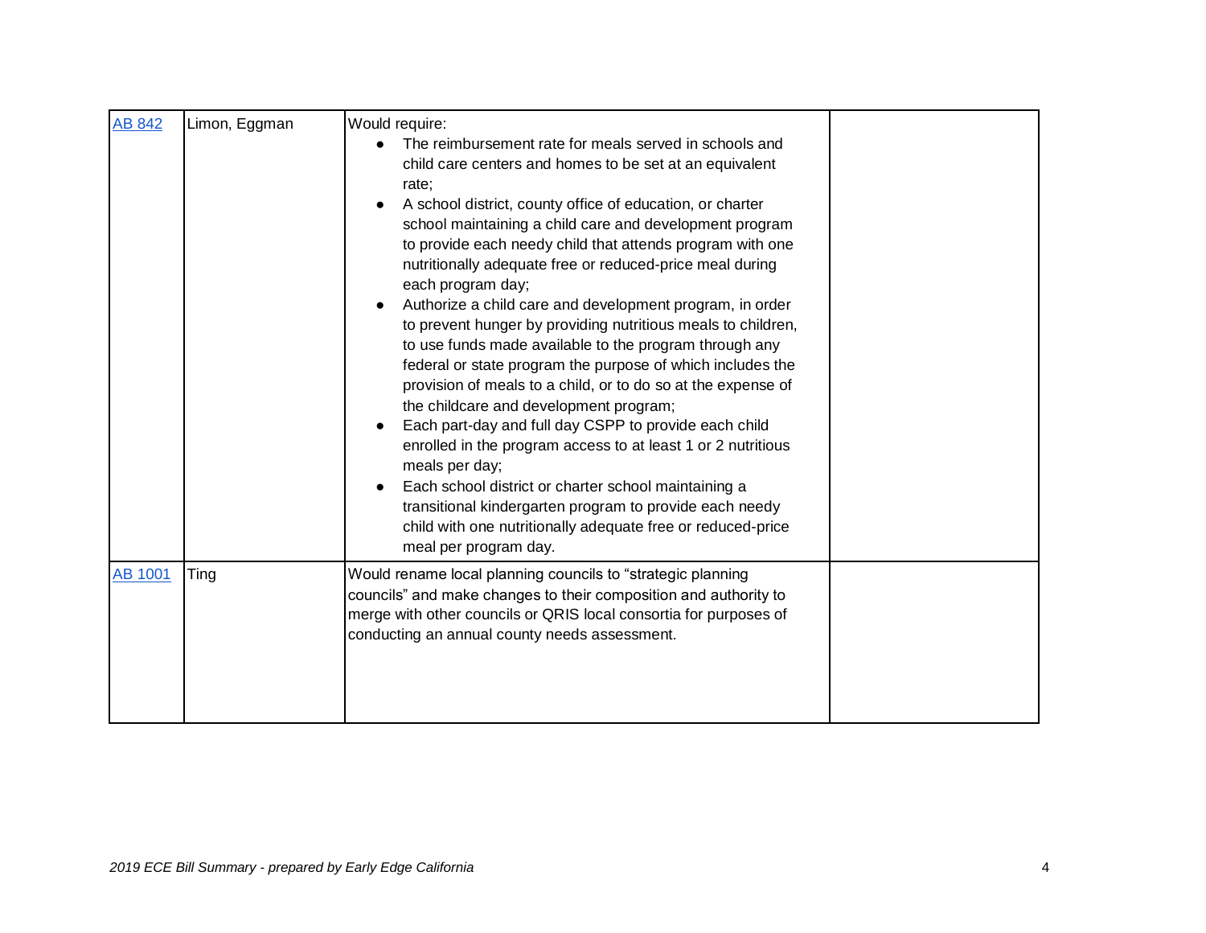| | | | |
|---|---|---|---|
| [AB 842]() | Limon, Eggman | Would require:<br>• The reimbursement rate for meals served in schools and child care centers and homes to be set at an equivalent rate;<br>• A school district, county office of education, or charter school maintaining a child care and development program to provide each needy child that attends program with one nutritionally adequate free or reduced-price meal during each program day;<br>• Authorize a child care and development program, in order to prevent hunger by providing nutritious meals to children, to use funds made available to the program through any federal or state program the purpose of which includes the provision of meals to a child, or to do so at the expense of the childcare and development program;<br>• Each part-day and full day CSPP to provide each child enrolled in the program access to at least 1 or 2 nutritious meals per day;<br>• Each school district or charter school maintaining a transitional kindergarten program to provide each needy child with one nutritionally adequate free or reduced-price meal per program day. | |
| [AB 1001]() | Ting | Would rename local planning councils to "strategic planning councils" and make changes to their composition and authority to merge with other councils or QRIS local consortia for purposes of conducting an annual county needs assessment. | |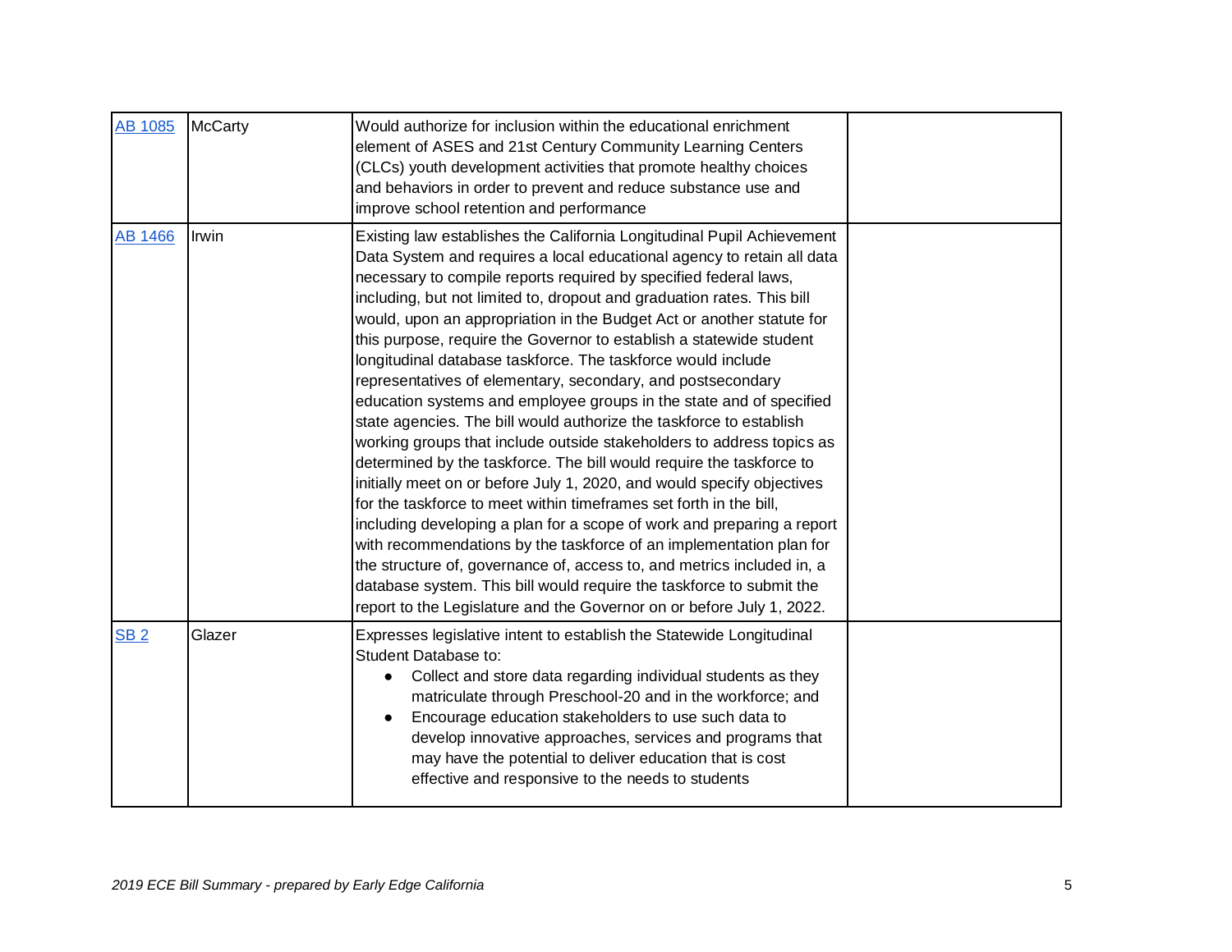| | | | |
|---|---|---|---|
| [AB 1085]() | McCarty | Would authorize for inclusion within the educational enrichment element of ASES and 21st Century Community Learning Centers (CLCs) youth development activities that promote healthy choices and behaviors in order to prevent and reduce substance use and improve school retention and performance | |
| [AB 1466]() | Irwin | Existing law establishes the California Longitudinal Pupil Achievement Data System and requires a local educational agency to retain all data necessary to compile reports required by specified federal laws, including, but not limited to, dropout and graduation rates. This bill would, upon an appropriation in the Budget Act or another statute for this purpose, require the Governor to establish a statewide student longitudinal database taskforce. The taskforce would include representatives of elementary, secondary, and postsecondary education systems and employee groups in the state and of specified state agencies. The bill would authorize the taskforce to establish working groups that include outside stakeholders to address topics as determined by the taskforce. The bill would require the taskforce to initially meet on or before July 1, 2020, and would specify objectives for the taskforce to meet within timeframes set forth in the bill, including developing a plan for a scope of work and preparing a report with recommendations by the taskforce of an implementation plan for the structure of, governance of, access to, and metrics included in, a database system. This bill would require the taskforce to submit the report to the Legislature and the Governor on or before July 1, 2022. | |
| [SB 2]() | Glazer | Expresses legislative intent to establish the Statewide Longitudinal Student Database to:<br>• Collect and store data regarding individual students as they matriculate through Preschool-20 and in the workforce; and<br>• Encourage education stakeholders to use such data to develop innovative approaches, services and programs that may have the potential to deliver education that is cost effective and responsive to the needs to students | |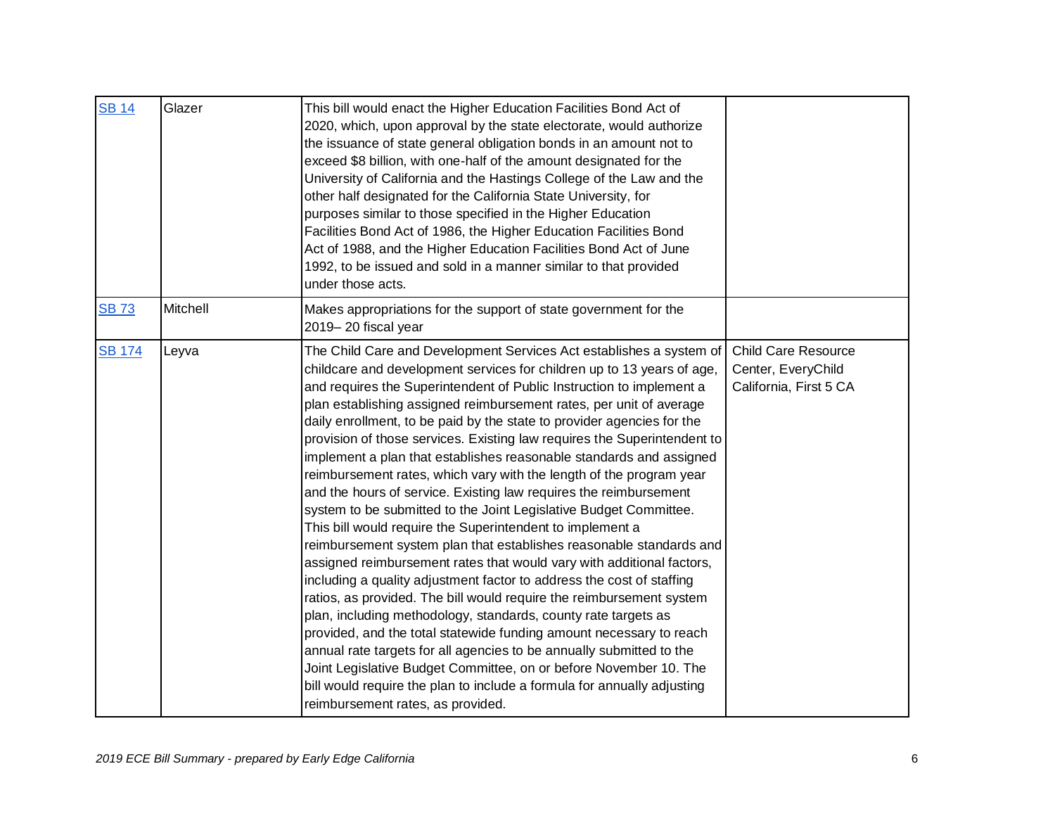| | | | |
|---|---|---|---|
| SB 14 | Glazer | This bill would enact the Higher Education Facilities Bond Act of 2020, which, upon approval by the state electorate, would authorize the issuance of state general obligation bonds in an amount not to exceed $8 billion, with one-half of the amount designated for the University of California and the Hastings College of the Law and the other half designated for the California State University, for purposes similar to those specified in the Higher Education Facilities Bond Act of 1986, the Higher Education Facilities Bond Act of 1988, and the Higher Education Facilities Bond Act of June 1992, to be issued and sold in a manner similar to that provided under those acts. | |
| SB 73 | Mitchell | Makes appropriations for the support of state government for the 2019– 20 fiscal year | |
| SB 174 | Leyva | The Child Care and Development Services Act establishes a system of childcare and development services for children up to 13 years of age, and requires the Superintendent of Public Instruction to implement a plan establishing assigned reimbursement rates, per unit of average daily enrollment, to be paid by the state to provider agencies for the provision of those services. Existing law requires the Superintendent to implement a plan that establishes reasonable standards and assigned reimbursement rates, which vary with the length of the program year and the hours of service. Existing law requires the reimbursement system to be submitted to the Joint Legislative Budget Committee. This bill would require the Superintendent to implement a reimbursement system plan that establishes reasonable standards and assigned reimbursement rates that would vary with additional factors, including a quality adjustment factor to address the cost of staffing ratios, as provided. The bill would require the reimbursement system plan, including methodology, standards, county rate targets as provided, and the total statewide funding amount necessary to reach annual rate targets for all agencies to be annually submitted to the Joint Legislative Budget Committee, on or before November 10. The bill would require the plan to include a formula for annually adjusting reimbursement rates, as provided. | Child Care Resource Center, EveryChild California, First 5 CA |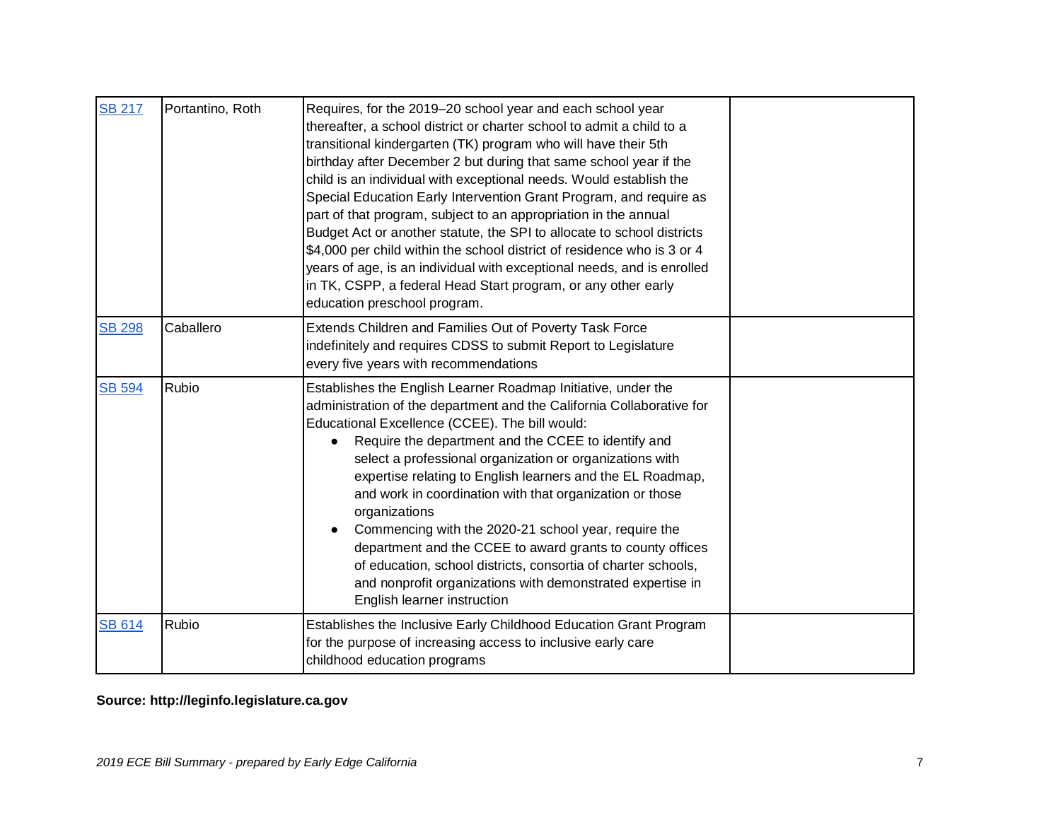| | | | |
|---|---|---|---|
| [SB 217](#) | Portantino, Roth | Requires, for the 2019–20 school year and each school year thereafter, a school district or charter school to admit a child to a transitional kindergarten (TK) program who will have their 5th birthday after December 2 but during that same school year if the child is an individual with exceptional needs. Would establish the Special Education Early Intervention Grant Program, and require as part of that program, subject to an appropriation in the annual Budget Act or another statute, the SPI to allocate to school districts $4,000 per child within the school district of residence who is 3 or 4 years of age, is an individual with exceptional needs, and is enrolled in TK, CSPP, a federal Head Start program, or any other early education preschool program. | |
| [SB 298](#) | Caballero | Extends Children and Families Out of Poverty Task Force indefinitely and requires CDSS to submit Report to Legislature every five years with recommendations | |
| [SB 594](#) | Rubio | Establishes the English Learner Roadmap Initiative, under the administration of the department and the California Collaborative for Educational Excellence (CCEE). The bill would:<br>• Require the department and the CCEE to identify and select a professional organization or organizations with expertise relating to English learners and the EL Roadmap, and work in coordination with that organization or those organizations<br>• Commencing with the 2020-21 school year, require the department and the CCEE to award grants to county offices of education, school districts, consortia of charter schools, and nonprofit organizations with demonstrated expertise in English learner instruction | |
| [SB 614](#) | Rubio | Establishes the Inclusive Early Childhood Education Grant Program for the purpose of increasing access to inclusive early care childhood education programs | |

**Source: http://leginfo.legislature.ca.gov**